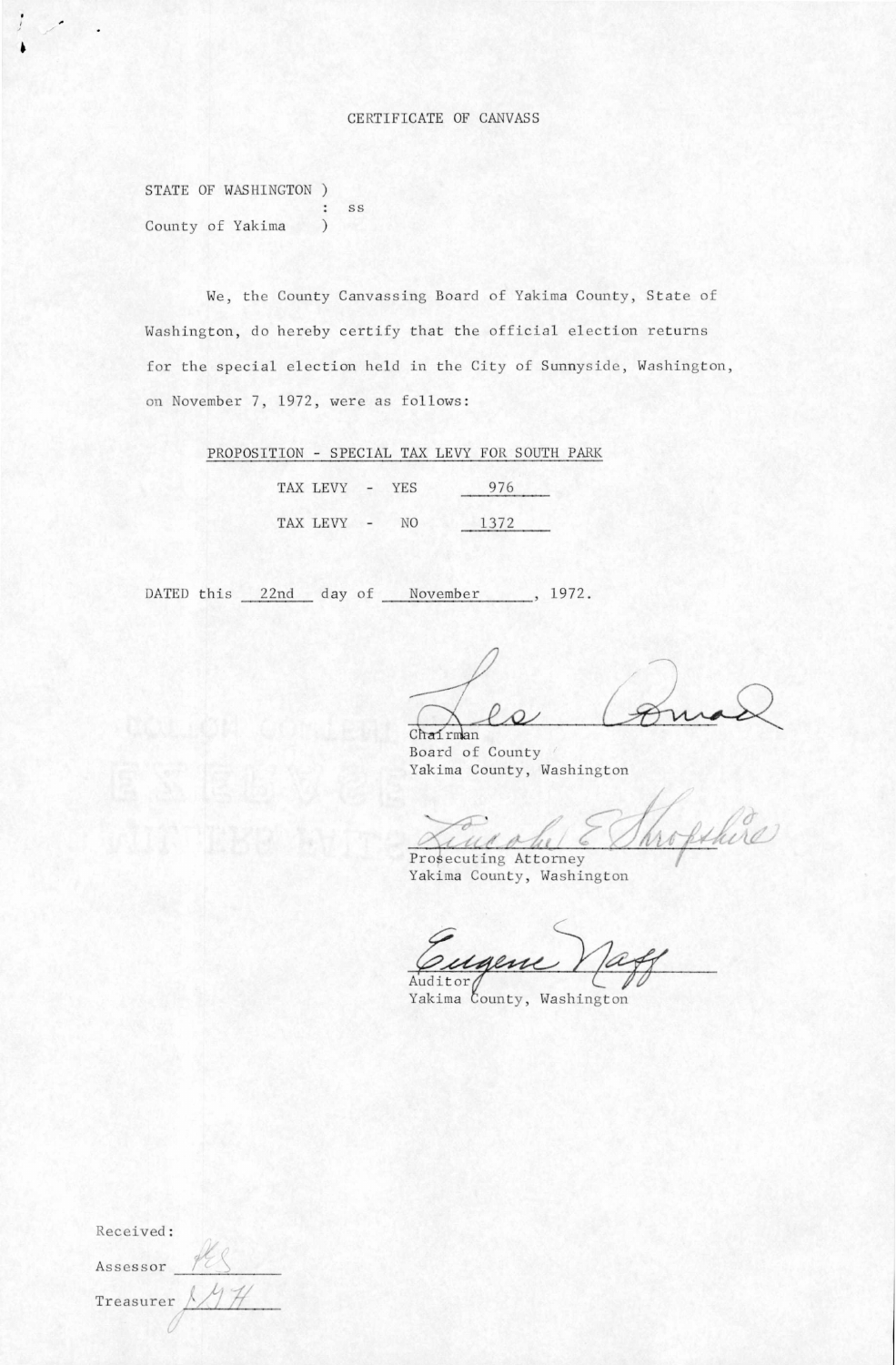# CERTIFICATE OF CANVASS

STATE OF WASHINGTON )
: ss
County of Yakima )

We, the County Canvassing Board of Yakima County, State of Washington, do hereby certify that the official election returns for the special election held in the City of Sunnyside, Washington, on November 7, 1972, were as follows:

PROPOSITION - SPECIAL TAX LEVY FOR SOUTH PARK

| | | |
|---|---|---|
| TAX LEVY - | YES | 976 |
| TAX LEVY - | NO | 1372 |

DATED this 22nd day of November, 1972.

Les Conrad
Chairman
Board of County
Yakima County, Washington

Lincoln E. Shropshire
Prosecuting Attorney
Yakima County, Washington

Eugene Naff
Auditor
Yakima County, Washington

Received:

Assessor PES

Treasurer JJH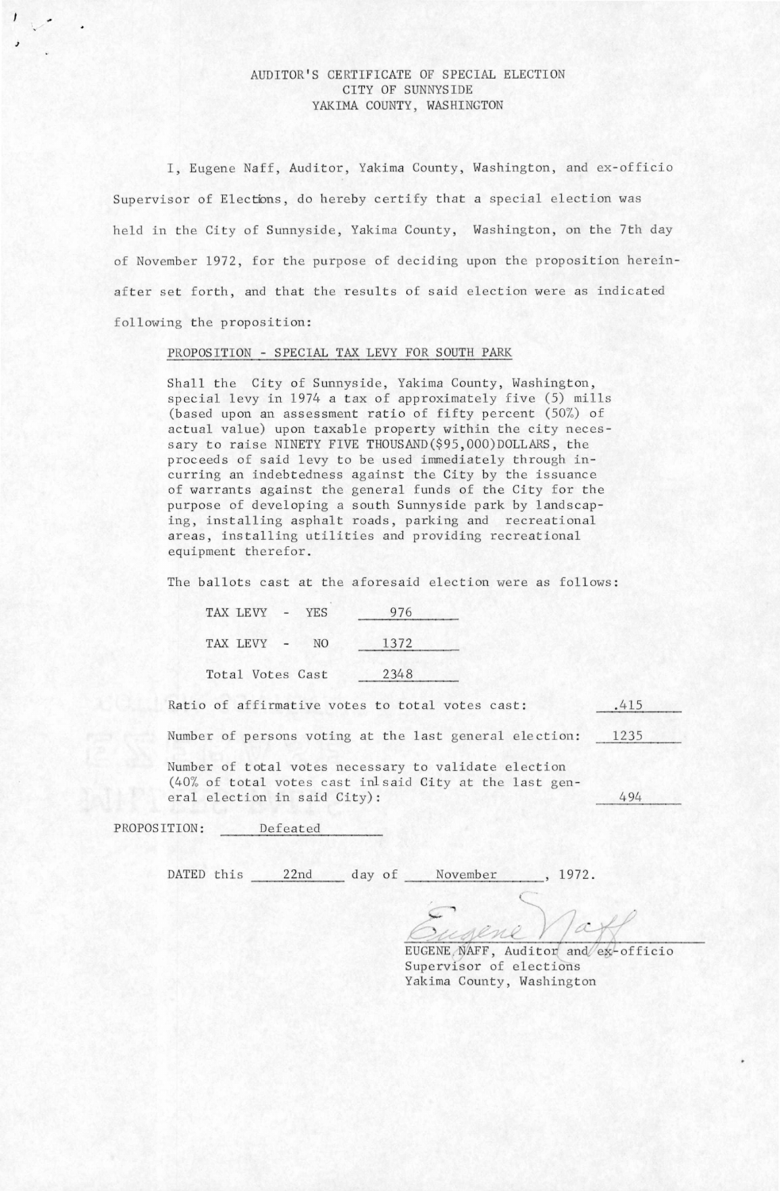# AUDITOR'S CERTIFICATE OF SPECIAL ELECTION
## CITY OF SUNNYSIDE
## YAKIMA COUNTY, WASHINGTON

I, Eugene Naff, Auditor, Yakima County, Washington, and ex-officio Supervisor of Elections, do hereby certify that a special election was held in the City of Sunnyside, Yakima County, Washington, on the 7th day of November 1972, for the purpose of deciding upon the proposition hereinafter set forth, and that the results of said election were as indicated following the proposition:

PROPOSITION - SPECIAL TAX LEVY FOR SOUTH PARK

Shall the City of Sunnyside, Yakima County, Washington, special levy in 1974 a tax of approximately five (5) mills (based upon an assessment ratio of fifty percent (50%) of actual value) upon taxable property within the city necessary to raise NINETY FIVE THOUSAND($95,000)DOLLARS, the proceeds of said levy to be used immediately through incurring an indebtedness against the City by the issuance of warrants against the general funds of the City for the purpose of developing a south Sunnyside park by landscaping, installing asphalt roads, parking and recreational areas, installing utilities and providing recreational equipment therefor.

The ballots cast at the aforesaid election were as follows:

| | |
|---|---|
| TAX LEVY - YES | 976 |
| TAX LEVY - NO | 1372 |
| Total Votes Cast | 2348 |

Ratio of affirmative votes to total votes cast: .415

Number of persons voting at the last general election: 1235

Number of total votes necessary to validate election (40% of total votes cast in said City at the last general election in said City): 494

PROPOSITION: Defeated

DATED this 22nd day of November, 1972.

Eugene Naff

EUGENE NAFF, Auditor and ex-officio
Supervisor of elections
Yakima County, Washington